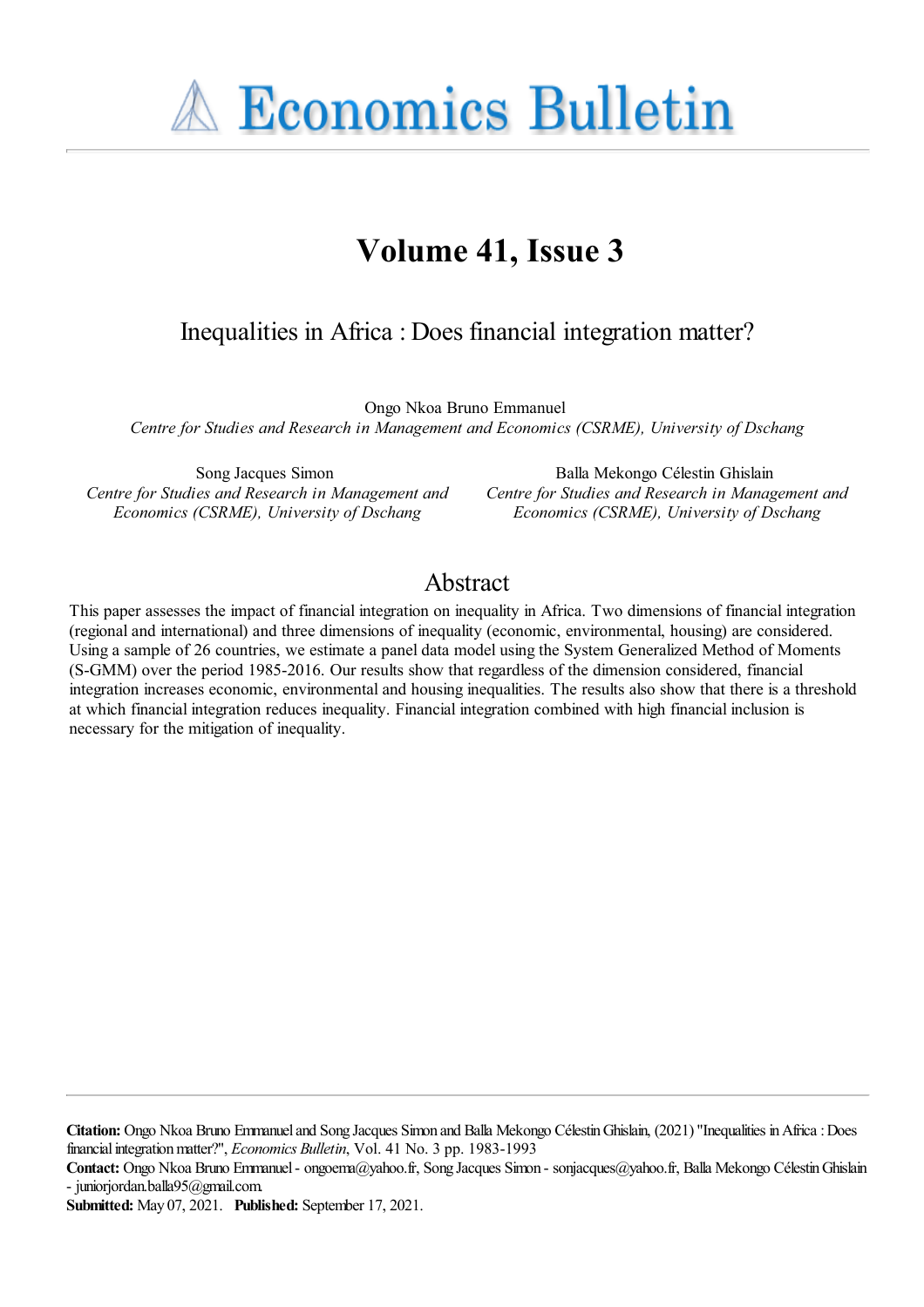# Economics Bulletin

## Volume 41, Issue 3

### Inequalities in Africa : Does financial integration matter?

Ongo Nkoa Bruno Emmanuel
*Centre for Studies and Research in Management and Economics (CSRME), University of Dschang*

Song Jacques Simon
*Centre for Studies and Research in Management and Economics (CSRME), University of Dschang*

Balla Mekongo Célestin Ghislain
*Centre for Studies and Research in Management and Economics (CSRME), University of Dschang*

## Abstract

This paper assesses the impact of financial integration on inequality in Africa. Two dimensions of financial integration (regional and international) and three dimensions of inequality (economic, environmental, housing) are considered. Using a sample of 26 countries, we estimate a panel data model using the System Generalized Method of Moments (S-GMM) over the period 1985-2016. Our results show that regardless of the dimension considered, financial integration increases economic, environmental and housing inequalities. The results also show that there is a threshold at which financial integration reduces inequality. Financial integration combined with high financial inclusion is necessary for the mitigation of inequality.

**Citation:** Ongo Nkoa Bruno Emmanuel and Song Jacques Simon and Balla Mekongo Célestin Ghislain, (2021) "Inequalities in Africa : Does financial integration matter?", *Economics Bulletin*, Vol. 41 No. 3 pp. 1983-1993

**Contact:** Ongo Nkoa Bruno Emmanuel - ongoema@yahoo.fr, Song Jacques Simon - sonjacques@yahoo.fr, Balla Mekongo Célestin Ghislain - juniorjordan.balla95@gmail.com.

**Submitted:** May 07, 2021. **Published:** September 17, 2021.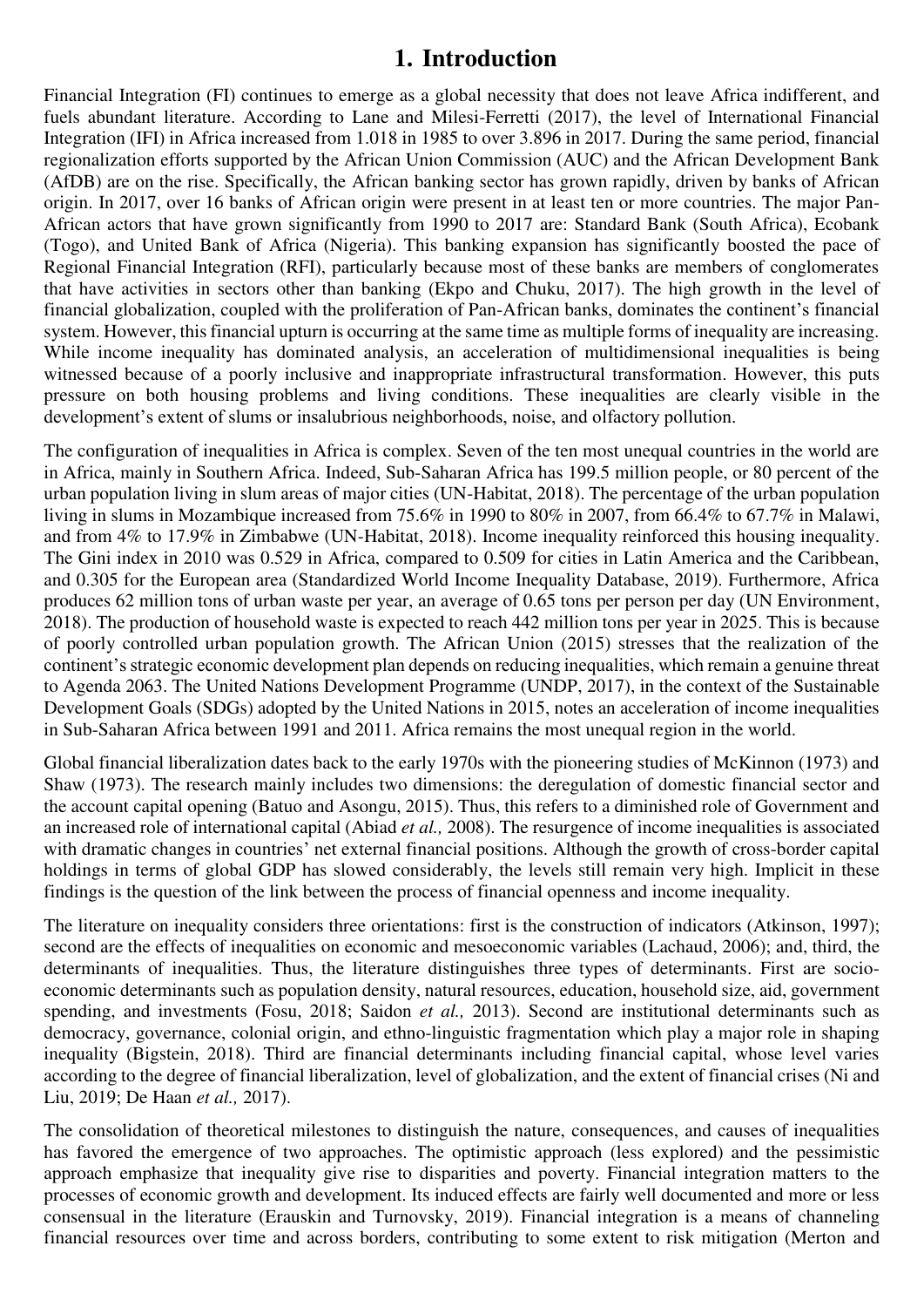# 1. Introduction

Financial Integration (FI) continues to emerge as a global necessity that does not leave Africa indifferent, and fuels abundant literature. According to Lane and Milesi-Ferretti (2017), the level of International Financial Integration (IFI) in Africa increased from 1.018 in 1985 to over 3.896 in 2017. During the same period, financial regionalization efforts supported by the African Union Commission (AUC) and the African Development Bank (AfDB) are on the rise. Specifically, the African banking sector has grown rapidly, driven by banks of African origin. In 2017, over 16 banks of African origin were present in at least ten or more countries. The major Pan-African actors that have grown significantly from 1990 to 2017 are: Standard Bank (South Africa), Ecobank (Togo), and United Bank of Africa (Nigeria). This banking expansion has significantly boosted the pace of Regional Financial Integration (RFI), particularly because most of these banks are members of conglomerates that have activities in sectors other than banking (Ekpo and Chuku, 2017). The high growth in the level of financial globalization, coupled with the proliferation of Pan-African banks, dominates the continent's financial system. However, this financial upturn is occurring at the same time as multiple forms of inequality are increasing. While income inequality has dominated analysis, an acceleration of multidimensional inequalities is being witnessed because of a poorly inclusive and inappropriate infrastructural transformation. However, this puts pressure on both housing problems and living conditions. These inequalities are clearly visible in the development's extent of slums or insalubrious neighborhoods, noise, and olfactory pollution.

The configuration of inequalities in Africa is complex. Seven of the ten most unequal countries in the world are in Africa, mainly in Southern Africa. Indeed, Sub-Saharan Africa has 199.5 million people, or 80 percent of the urban population living in slum areas of major cities (UN-Habitat, 2018). The percentage of the urban population living in slums in Mozambique increased from 75.6% in 1990 to 80% in 2007, from 66.4% to 67.7% in Malawi, and from 4% to 17.9% in Zimbabwe (UN-Habitat, 2018). Income inequality reinforced this housing inequality. The Gini index in 2010 was 0.529 in Africa, compared to 0.509 for cities in Latin America and the Caribbean, and 0.305 for the European area (Standardized World Income Inequality Database, 2019). Furthermore, Africa produces 62 million tons of urban waste per year, an average of 0.65 tons per person per day (UN Environment, 2018). The production of household waste is expected to reach 442 million tons per year in 2025. This is because of poorly controlled urban population growth. The African Union (2015) stresses that the realization of the continent's strategic economic development plan depends on reducing inequalities, which remain a genuine threat to Agenda 2063. The United Nations Development Programme (UNDP, 2017), in the context of the Sustainable Development Goals (SDGs) adopted by the United Nations in 2015, notes an acceleration of income inequalities in Sub-Saharan Africa between 1991 and 2011. Africa remains the most unequal region in the world.

Global financial liberalization dates back to the early 1970s with the pioneering studies of McKinnon (1973) and Shaw (1973). The research mainly includes two dimensions: the deregulation of domestic financial sector and the account capital opening (Batuo and Asongu, 2015). Thus, this refers to a diminished role of Government and an increased role of international capital (Abiad *et al.,* 2008). The resurgence of income inequalities is associated with dramatic changes in countries' net external financial positions. Although the growth of cross-border capital holdings in terms of global GDP has slowed considerably, the levels still remain very high. Implicit in these findings is the question of the link between the process of financial openness and income inequality.

The literature on inequality considers three orientations: first is the construction of indicators (Atkinson, 1997); second are the effects of inequalities on economic and mesoeconomic variables (Lachaud, 2006); and, third, the determinants of inequalities. Thus, the literature distinguishes three types of determinants. First are socio-economic determinants such as population density, natural resources, education, household size, aid, government spending, and investments (Fosu, 2018; Saidon *et al.,* 2013). Second are institutional determinants such as democracy, governance, colonial origin, and ethno-linguistic fragmentation which play a major role in shaping inequality (Bigstein, 2018). Third are financial determinants including financial capital, whose level varies according to the degree of financial liberalization, level of globalization, and the extent of financial crises (Ni and Liu, 2019; De Haan *et al.,* 2017).

The consolidation of theoretical milestones to distinguish the nature, consequences, and causes of inequalities has favored the emergence of two approaches. The optimistic approach (less explored) and the pessimistic approach emphasize that inequality give rise to disparities and poverty. Financial integration matters to the processes of economic growth and development. Its induced effects are fairly well documented and more or less consensual in the literature (Erauskin and Turnovsky, 2019). Financial integration is a means of channeling financial resources over time and across borders, contributing to some extent to risk mitigation (Merton and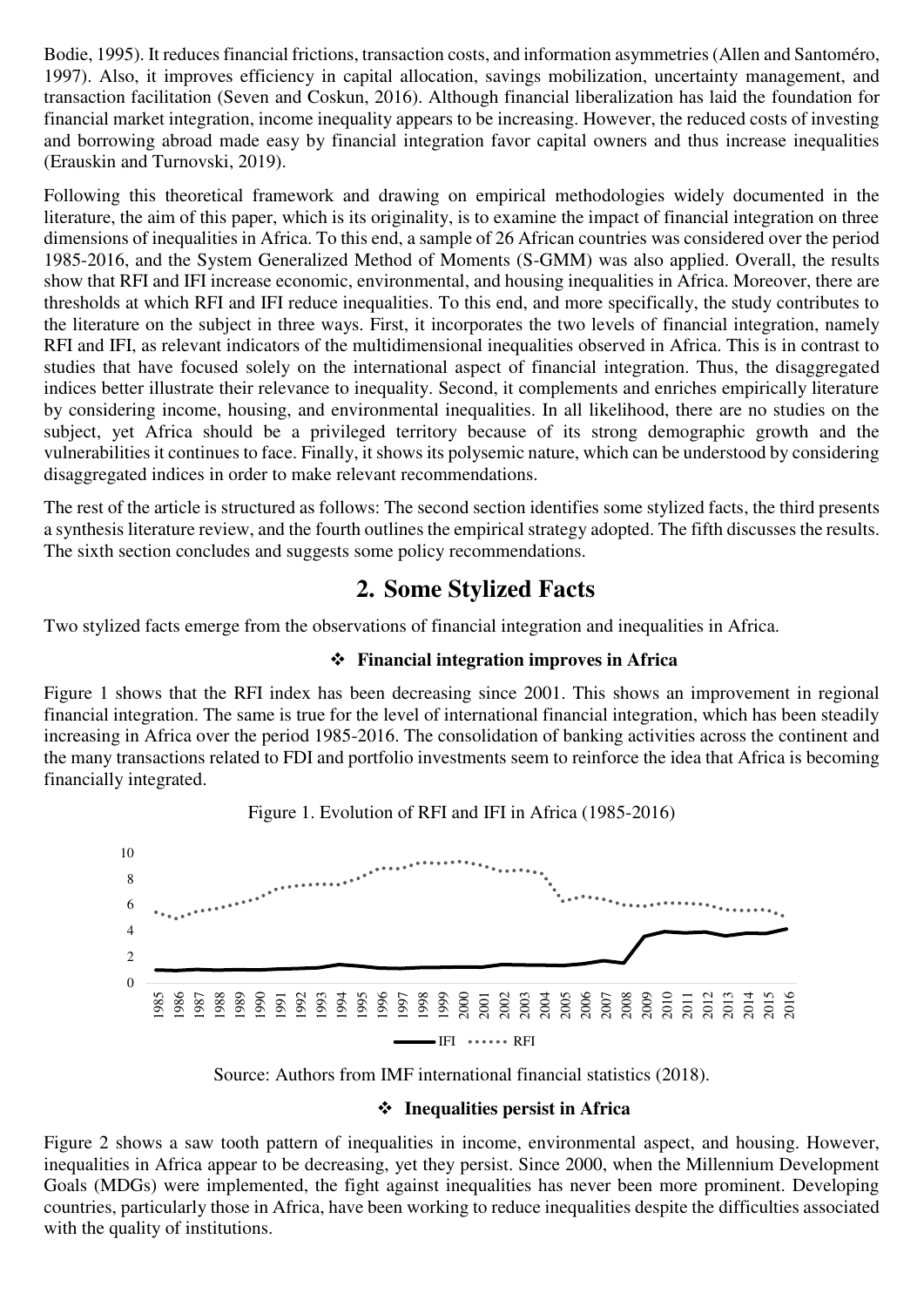Bodie, 1995). It reduces financial frictions, transaction costs, and information asymmetries (Allen and Santoméro, 1997). Also, it improves efficiency in capital allocation, savings mobilization, uncertainty management, and transaction facilitation (Seven and Coskun, 2016). Although financial liberalization has laid the foundation for financial market integration, income inequality appears to be increasing. However, the reduced costs of investing and borrowing abroad made easy by financial integration favor capital owners and thus increase inequalities (Erauskin and Turnovski, 2019).

Following this theoretical framework and drawing on empirical methodologies widely documented in the literature, the aim of this paper, which is its originality, is to examine the impact of financial integration on three dimensions of inequalities in Africa. To this end, a sample of 26 African countries was considered over the period 1985-2016, and the System Generalized Method of Moments (S-GMM) was also applied. Overall, the results show that RFI and IFI increase economic, environmental, and housing inequalities in Africa. Moreover, there are thresholds at which RFI and IFI reduce inequalities. To this end, and more specifically, the study contributes to the literature on the subject in three ways. First, it incorporates the two levels of financial integration, namely RFI and IFI, as relevant indicators of the multidimensional inequalities observed in Africa. This is in contrast to studies that have focused solely on the international aspect of financial integration. Thus, the disaggregated indices better illustrate their relevance to inequality. Second, it complements and enriches empirically literature by considering income, housing, and environmental inequalities. In all likelihood, there are no studies on the subject, yet Africa should be a privileged territory because of its strong demographic growth and the vulnerabilities it continues to face. Finally, it shows its polysemic nature, which can be understood by considering disaggregated indices in order to make relevant recommendations.

The rest of the article is structured as follows: The second section identifies some stylized facts, the third presents a synthesis literature review, and the fourth outlines the empirical strategy adopted. The fifth discusses the results. The sixth section concludes and suggests some policy recommendations.

## 2. Some Stylized Facts

Two stylized facts emerge from the observations of financial integration and inequalities in Africa.

### ❖ Financial integration improves in Africa

Figure 1 shows that the RFI index has been decreasing since 2001. This shows an improvement in regional financial integration. The same is true for the level of international financial integration, which has been steadily increasing in Africa over the period 1985-2016. The consolidation of banking activities across the continent and the many transactions related to FDI and portfolio investments seem to reinforce the idea that Africa is becoming financially integrated.

Figure 1. Evolution of RFI and IFI in Africa (1985-2016)

Source: Authors from IMF international financial statistics (2018).

### ❖ Inequalities persist in Africa

Figure 2 shows a saw tooth pattern of inequalities in income, environmental aspect, and housing. However, inequalities in Africa appear to be decreasing, yet they persist. Since 2000, when the Millennium Development Goals (MDGs) were implemented, the fight against inequalities has never been more prominent. Developing countries, particularly those in Africa, have been working to reduce inequalities despite the difficulties associated with the quality of institutions.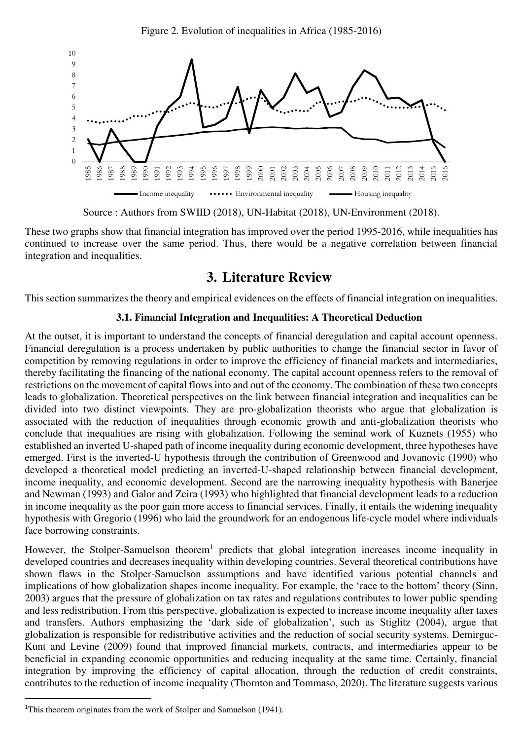Figure 2. Evolution of inequalities in Africa (1985-2016)

Source : Authors from SWIID (2018), UN-Habitat (2018), UN-Environment (2018).

These two graphs show that financial integration has improved over the period 1995-2016, while inequalities has continued to increase over the same period. Thus, there would be a negative correlation between financial integration and inequalities.

# 3. Literature Review

This section summarizes the theory and empirical evidences on the effects of financial integration on inequalities.

### 3.1. Financial Integration and Inequalities: A Theoretical Deduction

At the outset, it is important to understand the concepts of financial deregulation and capital account openness. Financial deregulation is a process undertaken by public authorities to change the financial sector in favor of competition by removing regulations in order to improve the efficiency of financial markets and intermediaries, thereby facilitating the financing of the national economy. The capital account openness refers to the removal of restrictions on the movement of capital flows into and out of the economy. The combination of these two concepts leads to globalization. Theoretical perspectives on the link between financial integration and inequalities can be divided into two distinct viewpoints. They are pro-globalization theorists who argue that globalization is associated with the reduction of inequalities through economic growth and anti-globalization theorists who conclude that inequalities are rising with globalization. Following the seminal work of Kuznets (1955) who established an inverted U-shaped path of income inequality during economic development, three hypotheses have emerged. First is the inverted-U hypothesis through the contribution of Greenwood and Jovanovic (1990) who developed a theoretical model predicting an inverted-U-shaped relationship between financial development, income inequality, and economic development. Second are the narrowing inequality hypothesis with Banerjee and Newman (1993) and Galor and Zeira (1993) who highlighted that financial development leads to a reduction in income inequality as the poor gain more access to financial services. Finally, it entails the widening inequality hypothesis with Gregorio (1996) who laid the groundwork for an endogenous life-cycle model where individuals face borrowing constraints.

However, the Stolper-Samuelson theorem[1] predicts that global integration increases income inequality in developed countries and decreases inequality within developing countries. Several theoretical contributions have shown flaws in the Stolper-Samuelson assumptions and have identified various potential channels and implications of how globalization shapes income inequality. For example, the 'race to the bottom' theory (Sinn, 2003) argues that the pressure of globalization on tax rates and regulations contributes to lower public spending and less redistribution. From this perspective, globalization is expected to increase income inequality after taxes and transfers. Authors emphasizing the 'dark side of globalization', such as Stiglitz (2004), argue that globalization is responsible for redistributive activities and the reduction of social security systems. Demirguc-Kunt and Levine (2009) found that improved financial markets, contracts, and intermediaries appear to be beneficial in expanding economic opportunities and reducing inequality at the same time. Certainly, financial integration by improving the efficiency of capital allocation, through the reduction of credit constraints, contributes to the reduction of income inequality (Thornton and Tommaso, 2020). The literature suggests various

[1]This theorem originates from the work of Stolper and Samuelson (1941).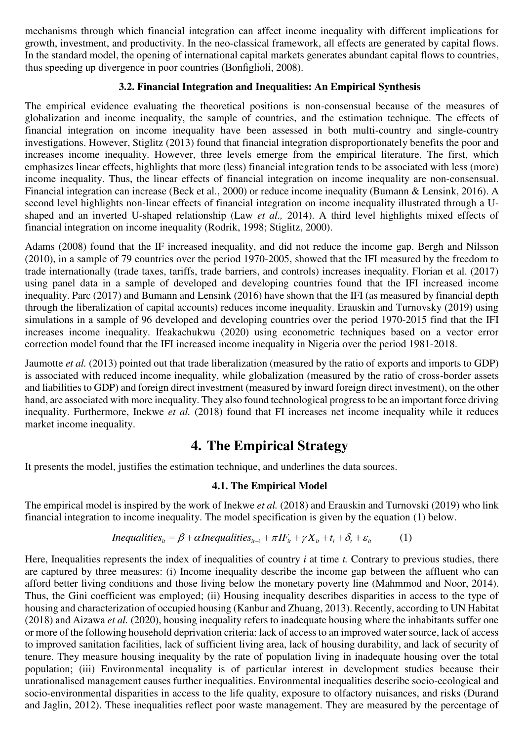mechanisms through which financial integration can affect income inequality with different implications for growth, investment, and productivity. In the neo-classical framework, all effects are generated by capital flows. In the standard model, the opening of international capital markets generates abundant capital flows to countries, thus speeding up divergence in poor countries (Bonfiglioli, 2008).

### 3.2. Financial Integration and Inequalities: An Empirical Synthesis

The empirical evidence evaluating the theoretical positions is non-consensual because of the measures of globalization and income inequality, the sample of countries, and the estimation technique. The effects of financial integration on income inequality have been assessed in both multi-country and single-country investigations. However, Stiglitz (2013) found that financial integration disproportionately benefits the poor and increases income inequality. However, three levels emerge from the empirical literature. The first, which emphasizes linear effects, highlights that more (less) financial integration tends to be associated with less (more) income inequality. Thus, the linear effects of financial integration on income inequality are non-consensual. Financial integration can increase (Beck et al., 2000) or reduce income inequality (Bumann & Lensink, 2016). A second level highlights non-linear effects of financial integration on income inequality illustrated through a U-shaped and an inverted U-shaped relationship (Law *et al.,* 2014). A third level highlights mixed effects of financial integration on income inequality (Rodrik, 1998; Stiglitz, 2000).

Adams (2008) found that the IF increased inequality, and did not reduce the income gap. Bergh and Nilsson (2010), in a sample of 79 countries over the period 1970-2005, showed that the IFI measured by the freedom to trade internationally (trade taxes, tariffs, trade barriers, and controls) increases inequality. Florian et al. (2017) using panel data in a sample of developed and developing countries found that the IFI increased income inequality. Parc (2017) and Bumann and Lensink (2016) have shown that the IFI (as measured by financial depth through the liberalization of capital accounts) reduces income inequality. Erauskin and Turnovsky (2019) using simulations in a sample of 96 developed and developing countries over the period 1970-2015 find that the IFI increases income inequality. Ifeakachukwu (2020) using econometric techniques based on a vector error correction model found that the IFI increased income inequality in Nigeria over the period 1981-2018.

Jaumotte *et al.* (2013) pointed out that trade liberalization (measured by the ratio of exports and imports to GDP) is associated with reduced income inequality, while globalization (measured by the ratio of cross-border assets and liabilities to GDP) and foreign direct investment (measured by inward foreign direct investment), on the other hand, are associated with more inequality. They also found technological progress to be an important force driving inequality. Furthermore, Inekwe *et al.* (2018) found that FI increases net income inequality while it reduces market income inequality.

## 4. The Empirical Strategy

It presents the model, justifies the estimation technique, and underlines the data sources.

### 4.1. The Empirical Model

The empirical model is inspired by the work of Inekwe *et al.* (2018) and Erauskin and Turnovski (2019) who link financial integration to income inequality. The model specification is given by the equation (1) below.

$$Inequalities_{it} = \beta + \alpha Inequalities_{it-1} + \pi IF_{it} + \gamma X_{it} + t_i + \delta_t + \varepsilon_{it} \qquad (1)$$

Here, Inequalities represents the index of inequalities of country *i* at time *t.* Contrary to previous studies, there are captured by three measures: (i) Income inequality describe the income gap between the affluent who can afford better living conditions and those living below the monetary poverty line (Mahmmod and Noor, 2014). Thus, the Gini coefficient was employed; (ii) Housing inequality describes disparities in access to the type of housing and characterization of occupied housing (Kanbur and Zhuang, 2013). Recently, according to UN Habitat (2018) and Aizawa *et al.* (2020), housing inequality refers to inadequate housing where the inhabitants suffer one or more of the following household deprivation criteria: lack of access to an improved water source, lack of access to improved sanitation facilities, lack of sufficient living area, lack of housing durability, and lack of security of tenure. They measure housing inequality by the rate of population living in inadequate housing over the total population; (iii) Environmental inequality is of particular interest in development studies because their unrationalised management causes further inequalities. Environmental inequalities describe socio-ecological and socio-environmental disparities in access to the life quality, exposure to olfactory nuisances, and risks (Durand and Jaglin, 2012). These inequalities reflect poor waste management. They are measured by the percentage of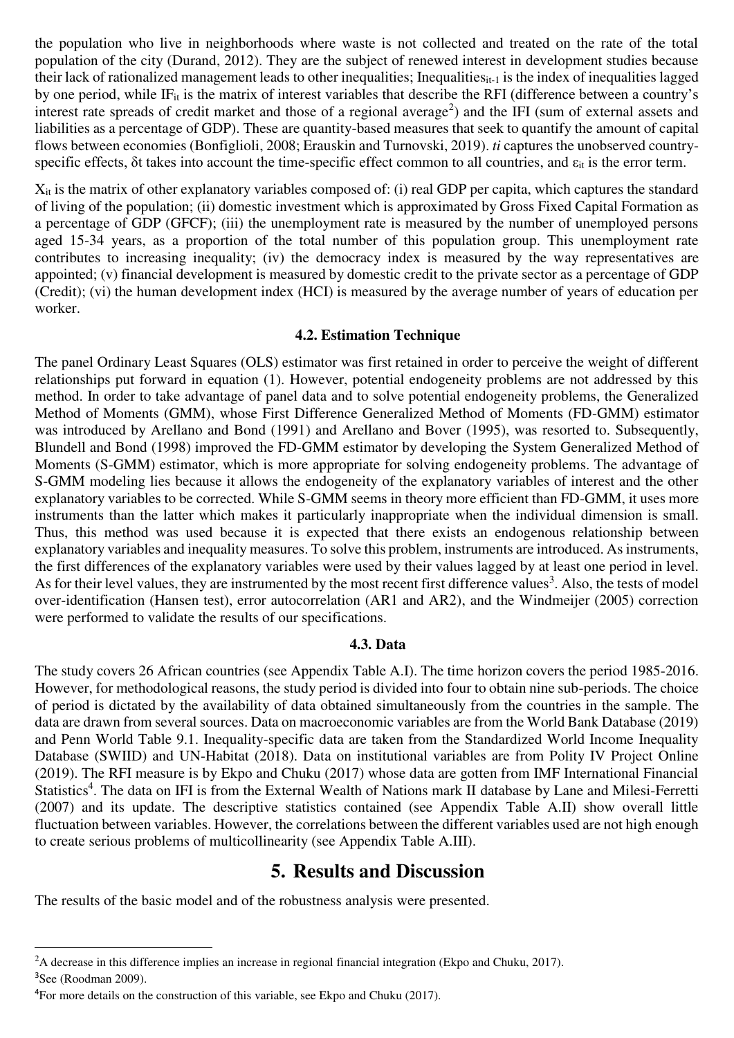the population who live in neighborhoods where waste is not collected and treated on the rate of the total population of the city (Durand, 2012). They are the subject of renewed interest in development studies because their lack of rationalized management leads to other inequalities; $\text{Inequalities}_{it-1}$ is the index of inequalities lagged by one period, while $IF_{it}$ is the matrix of interest variables that describe the RFI (difference between a country's interest rate spreads of credit market and those of a regional average[2]) and the IFI (sum of external assets and liabilities as a percentage of GDP). These are quantity-based measures that seek to quantify the amount of capital flows between economies (Bonfiglioli, 2008; Erauskin and Turnovski, 2019). *ti* captures the unobserved country-specific effects, $\delta t$ takes into account the time-specific effect common to all countries, and $\varepsilon_{it}$ is the error term.

$X_{it}$ is the matrix of other explanatory variables composed of: (i) real GDP per capita, which captures the standard of living of the population; (ii) domestic investment which is approximated by Gross Fixed Capital Formation as a percentage of GDP (GFCF); (iii) the unemployment rate is measured by the number of unemployed persons aged 15-34 years, as a proportion of the total number of this population group. This unemployment rate contributes to increasing inequality; (iv) the democracy index is measured by the way representatives are appointed; (v) financial development is measured by domestic credit to the private sector as a percentage of GDP (Credit); (vi) the human development index (HCI) is measured by the average number of years of education per worker.

### 4.2. Estimation Technique

The panel Ordinary Least Squares (OLS) estimator was first retained in order to perceive the weight of different relationships put forward in equation (1). However, potential endogeneity problems are not addressed by this method. In order to take advantage of panel data and to solve potential endogeneity problems, the Generalized Method of Moments (GMM), whose First Difference Generalized Method of Moments (FD-GMM) estimator was introduced by Arellano and Bond (1991) and Arellano and Bover (1995), was resorted to. Subsequently, Blundell and Bond (1998) improved the FD-GMM estimator by developing the System Generalized Method of Moments (S-GMM) estimator, which is more appropriate for solving endogeneity problems. The advantage of S-GMM modeling lies because it allows the endogeneity of the explanatory variables of interest and the other explanatory variables to be corrected. While S-GMM seems in theory more efficient than FD-GMM, it uses more instruments than the latter which makes it particularly inappropriate when the individual dimension is small. Thus, this method was used because it is expected that there exists an endogenous relationship between explanatory variables and inequality measures. To solve this problem, instruments are introduced. As instruments, the first differences of the explanatory variables were used by their values lagged by at least one period in level. As for their level values, they are instrumented by the most recent first difference values[3]. Also, the tests of model over-identification (Hansen test), error autocorrelation (AR1 and AR2), and the Windmeijer (2005) correction were performed to validate the results of our specifications.

### 4.3. Data

The study covers 26 African countries (see Appendix Table A.I). The time horizon covers the period 1985-2016. However, for methodological reasons, the study period is divided into four to obtain nine sub-periods. The choice of period is dictated by the availability of data obtained simultaneously from the countries in the sample. The data are drawn from several sources. Data on macroeconomic variables are from the World Bank Database (2019) and Penn World Table 9.1. Inequality-specific data are taken from the Standardized World Income Inequality Database (SWIID) and UN-Habitat (2018). Data on institutional variables are from Polity IV Project Online (2019). The RFI measure is by Ekpo and Chuku (2017) whose data are gotten from IMF International Financial Statistics[4]. The data on IFI is from the External Wealth of Nations mark II database by Lane and Milesi-Ferretti (2007) and its update. The descriptive statistics contained (see Appendix Table A.II) show overall little fluctuation between variables. However, the correlations between the different variables used are not high enough to create serious problems of multicollinearity (see Appendix Table A.III).

## 5. Results and Discussion

The results of the basic model and of the robustness analysis were presented.

---

[2] A decrease in this difference implies an increase in regional financial integration (Ekpo and Chuku, 2017).

[3] See (Roodman 2009).

[4] For more details on the construction of this variable, see Ekpo and Chuku (2017).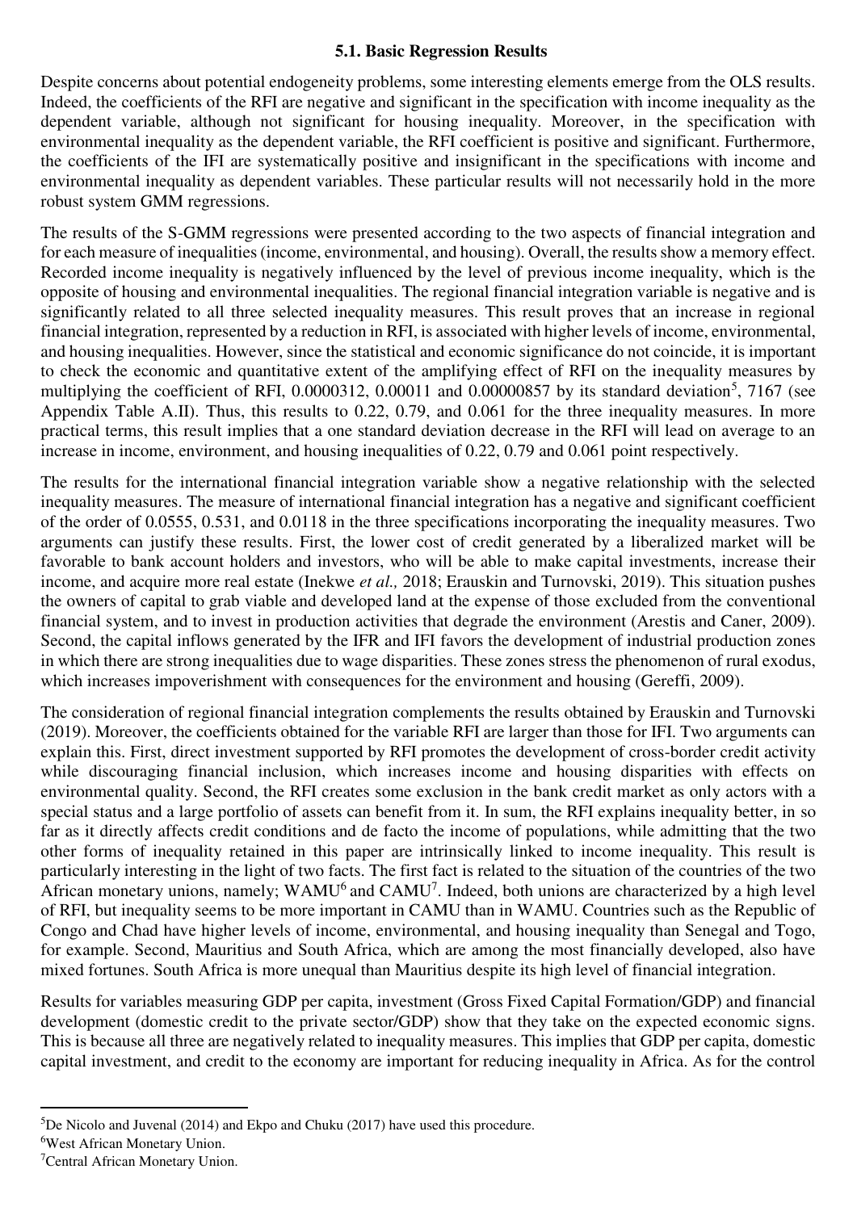### 5.1. Basic Regression Results

Despite concerns about potential endogeneity problems, some interesting elements emerge from the OLS results. Indeed, the coefficients of the RFI are negative and significant in the specification with income inequality as the dependent variable, although not significant for housing inequality. Moreover, in the specification with environmental inequality as the dependent variable, the RFI coefficient is positive and significant. Furthermore, the coefficients of the IFI are systematically positive and insignificant in the specifications with income and environmental inequality as dependent variables. These particular results will not necessarily hold in the more robust system GMM regressions.

The results of the S-GMM regressions were presented according to the two aspects of financial integration and for each measure of inequalities (income, environmental, and housing). Overall, the results show a memory effect. Recorded income inequality is negatively influenced by the level of previous income inequality, which is the opposite of housing and environmental inequalities. The regional financial integration variable is negative and is significantly related to all three selected inequality measures. This result proves that an increase in regional financial integration, represented by a reduction in RFI, is associated with higher levels of income, environmental, and housing inequalities. However, since the statistical and economic significance do not coincide, it is important to check the economic and quantitative extent of the amplifying effect of RFI on the inequality measures by multiplying the coefficient of RFI, 0.0000312, 0.00011 and 0.00000857 by its standard deviation[5], 7167 (see Appendix Table A.II). Thus, this results to 0.22, 0.79, and 0.061 for the three inequality measures. In more practical terms, this result implies that a one standard deviation decrease in the RFI will lead on average to an increase in income, environment, and housing inequalities of 0.22, 0.79 and 0.061 point respectively.

The results for the international financial integration variable show a negative relationship with the selected inequality measures. The measure of international financial integration has a negative and significant coefficient of the order of 0.0555, 0.531, and 0.0118 in the three specifications incorporating the inequality measures. Two arguments can justify these results. First, the lower cost of credit generated by a liberalized market will be favorable to bank account holders and investors, who will be able to make capital investments, increase their income, and acquire more real estate (Inekwe *et al.,* 2018; Erauskin and Turnovski, 2019). This situation pushes the owners of capital to grab viable and developed land at the expense of those excluded from the conventional financial system, and to invest in production activities that degrade the environment (Arestis and Caner, 2009). Second, the capital inflows generated by the IFR and IFI favors the development of industrial production zones in which there are strong inequalities due to wage disparities. These zones stress the phenomenon of rural exodus, which increases impoverishment with consequences for the environment and housing (Gereffi, 2009).

The consideration of regional financial integration complements the results obtained by Erauskin and Turnovski (2019). Moreover, the coefficients obtained for the variable RFI are larger than those for IFI. Two arguments can explain this. First, direct investment supported by RFI promotes the development of cross-border credit activity while discouraging financial inclusion, which increases income and housing disparities with effects on environmental quality. Second, the RFI creates some exclusion in the bank credit market as only actors with a special status and a large portfolio of assets can benefit from it. In sum, the RFI explains inequality better, in so far as it directly affects credit conditions and de facto the income of populations, while admitting that the two other forms of inequality retained in this paper are intrinsically linked to income inequality. This result is particularly interesting in the light of two facts. The first fact is related to the situation of the countries of the two African monetary unions, namely; WAMU[6] and CAMU[7]. Indeed, both unions are characterized by a high level of RFI, but inequality seems to be more important in CAMU than in WAMU. Countries such as the Republic of Congo and Chad have higher levels of income, environmental, and housing inequality than Senegal and Togo, for example. Second, Mauritius and South Africa, which are among the most financially developed, also have mixed fortunes. South Africa is more unequal than Mauritius despite its high level of financial integration.

Results for variables measuring GDP per capita, investment (Gross Fixed Capital Formation/GDP) and financial development (domestic credit to the private sector/GDP) show that they take on the expected economic signs. This is because all three are negatively related to inequality measures. This implies that GDP per capita, domestic capital investment, and credit to the economy are important for reducing inequality in Africa. As for the control

---

[5] De Nicolo and Juvenal (2014) and Ekpo and Chuku (2017) have used this procedure.

[6] West African Monetary Union.

[7] Central African Monetary Union.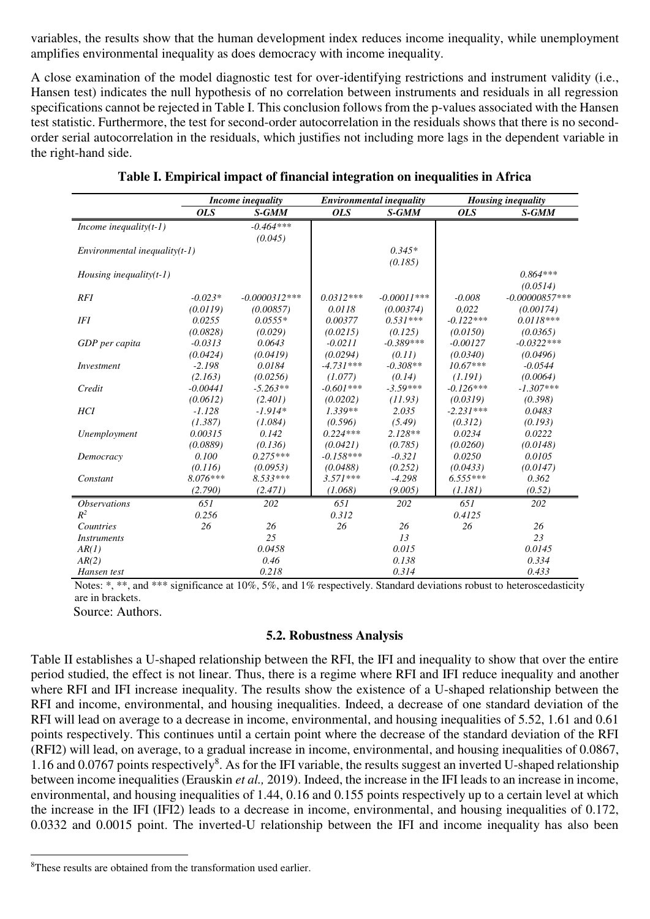variables, the results show that the human development index reduces income inequality, while unemployment amplifies environmental inequality as does democracy with income inequality.

A close examination of the model diagnostic test for over-identifying restrictions and instrument validity (i.e., Hansen test) indicates the null hypothesis of no correlation between instruments and residuals in all regression specifications cannot be rejected in Table I. This conclusion follows from the p-values associated with the Hansen test statistic. Furthermore, the test for second-order autocorrelation in the residuals shows that there is no second-order serial autocorrelation in the residuals, which justifies not including more lags in the dependent variable in the right-hand side.

**Table I. Empirical impact of financial integration on inequalities in Africa**

| | *Income inequality* | | *Environmental inequality* | | *Housing inequality* | |
|---|---|---|---|---|---|---|
| | ***OLS*** | ***S-GMM*** | ***OLS*** | ***S-GMM*** | ***OLS*** | ***S-GMM*** |
| *Income inequality(t-1)* | | *-0.464**** | | | | |
| | | *(0.045)* | | | | |
| *Environmental inequality(t-1)* | | | | *0.345** | | |
| | | | | *(0.185)* | | |
| *Housing inequality(t-1)* | | | | | | *0.864**** |
| | | | | | | *(0.0514)* |
| *RFI* | *-0.023** | *-0.0000312**** | *0.0312**** | *-0.00011**** | *-0.008* | *-0.00000857**** |
| | *(0.0119)* | *(0.00857)* | *0.0118* | *(0.00374)* | *0,022* | *(0.00174)* |
| *IFI* | *0.0255* | *0.0555** | *0.00377* | *0.531**** | *-0.122**** | *0.0118**** |
| | *(0.0828)* | *(0.029)* | *(0.0215)* | *(0.125)* | *(0.0150)* | *(0.0365)* |
| *GDP per capita* | *-0.0313* | *0.0643* | *-0.0211* | *-0.389**** | *-0.00127* | *-0.0322**** |
| | *(0.0424)* | *(0.0419)* | *(0.0294)* | *(0.11)* | *(0.0340)* | *(0.0496)* |
| *Investment* | *-2.198* | *0.0184* | *-4.731**** | *-0.308*** | *10.67**** | *-0.0544* |
| | *(2.163)* | *(0.0256)* | *(1.077)* | *(0.14)* | *(1.191)* | *(0.0064)* |
| *Credit* | *-0.00441* | *-5.263*** | *-0.601**** | *-3.59**** | *-0.126**** | *-1.307**** |
| | *(0.0612)* | *(2.401)* | *(0.0202)* | *(11.93)* | *(0.0319)* | *(0.398)* |
| *HCI* | *-1.128* | *-1.914** | *1.339*** | *2.035* | *-2.231**** | *0.0483* |
| | *(1.387)* | *(1.084)* | *(0.596)* | *(5.49)* | *(0.312)* | *(0.193)* |
| *Unemployment* | *0.00315* | *0.142* | *0.224**** | *2.128*** | *0.0234* | *0.0222* |
| | *(0.0889)* | *(0.136)* | *(0.0421)* | *(0.785)* | *(0.0260)* | *(0.0148)* |
| *Democracy* | *0.100* | *0.275**** | *-0.158**** | *-0.321* | *0.0250* | *0.0105* |
| | *(0.116)* | *(0.0953)* | *(0.0488)* | *(0.252)* | *(0.0433)* | *(0.0147)* |
| *Constant* | *8.076**** | *8.533**** | *3.571**** | *-4.298* | *6.555**** | *0.362* |
| | *(2.790)* | *(2.471)* | *(1.068)* | *(9.005)* | *(1.181)* | *(0.52)* |
| *Observations* | *651* | *202* | *651* | *202* | *651* | *202* |
| $R^2$ | *0.256* | | *0.312* | | *0.4125* | |
| *Countries* | *26* | *26* | *26* | *26* | *26* | *26* |
| *Instruments* | | *25* | | *13* | | *23* |
| *AR(1)* | | *0.0458* | | *0.015* | | *0.0145* |
| *AR(2)* | | *0.46* | | *0.138* | | *0.334* |
| *Hansen test* | | *0.218* | | *0.314* | | *0.433* |

Notes: *, **, and *** significance at 10%, 5%, and 1% respectively. Standard deviations robust to heteroscedasticity are in brackets.

Source: Authors.

### 5.2. Robustness Analysis

Table II establishes a U-shaped relationship between the RFI, the IFI and inequality to show that over the entire period studied, the effect is not linear. Thus, there is a regime where RFI and IFI reduce inequality and another where RFI and IFI increase inequality. The results show the existence of a U-shaped relationship between the RFI and income, environmental, and housing inequalities. Indeed, a decrease of one standard deviation of the RFI will lead on average to a decrease in income, environmental, and housing inequalities of 5.52, 1.61 and 0.61 points respectively. This continues until a certain point where the decrease of the standard deviation of the RFI (RFI2) will lead, on average, to a gradual increase in income, environmental, and housing inequalities of 0.0867, 1.16 and 0.0767 points respectively[8]. As for the IFI variable, the results suggest an inverted U-shaped relationship between income inequalities (Erauskin *et al.,* 2019). Indeed, the increase in the IFI leads to an increase in income, environmental, and housing inequalities of 1.44, 0.16 and 0.155 points respectively up to a certain level at which the increase in the IFI (IFI2) leads to a decrease in income, environmental, and housing inequalities of 0.172, 0.0332 and 0.0015 point. The inverted-U relationship between the IFI and income inequality has also been

[8]These results are obtained from the transformation used earlier.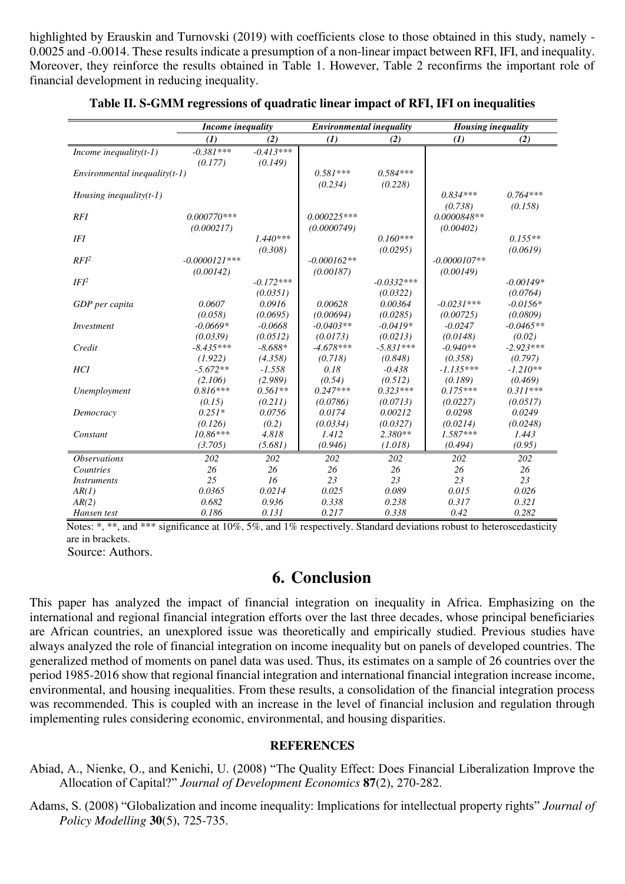highlighted by Erauskin and Turnovski (2019) with coefficients close to those obtained in this study, namely -0.0025 and -0.0014. These results indicate a presumption of a non-linear impact between RFI, IFI, and inequality. Moreover, they reinforce the results obtained in Table 1. However, Table 2 reconfirms the important role of financial development in reducing inequality.

**Table II. S-GMM regressions of quadratic linear impact of RFI, IFI on inequalities**

| | *Income inequality* | | *Environmental inequality* | | *Housing inequality* | |
|---|---|---|---|---|---|---|
| | *(1)* | *(2)* | *(1)* | *(2)* | *(1)* | *(2)* |
| *Income inequality(t-1)* | -0.381*** | -0.413*** | | | | |
| | (0.177) | (0.149) | | | | |
| *Environmental inequality(t-1)* | | | 0.581*** | 0.584*** | | |
| | | | (0.234) | (0.228) | | |
| *Housing inequality(t-1)* | | | | | 0.834*** | 0.764*** |
| | | | | | (0.738) | (0.158) |
| *RFI* | 0.000770*** | | 0.000225*** | | 0.0000848** | |
| | (0.000217) | | (0.0000749) | | (0.00402) | |
| *IFI* | | 1.440*** | | 0.160*** | | 0.155** |
| | | (0.308) | | (0.0295) | | (0.0619) |
| *RFI²* | -0.0000121*** | | -0.000162** | | -0.0000107** | |
| | (0.00142) | | (0.00187) | | (0.00149) | |
| *IFI²* | | -0.172*** | | -0.0332*** | | -0.00149* |
| | | (0.0351) | | (0.0322) | | (0.0764) |
| *GDP per capita* | 0.0607 | 0.0916 | 0.00628 | 0.00364 | -0.0231*** | -0.0156* |
| | (0.058) | (0.0695) | (0.00694) | (0.0285) | (0.00725) | (0.0809) |
| *Investment* | -0.0669* | -0.0668 | -0.0403** | -0.0419* | -0.0247 | -0.0465** |
| | (0.0339) | (0.0512) | (0.0173) | (0.0213) | (0.0148) | (0.02) |
| *Credit* | -8.435*** | -8.688* | -4.678*** | -5.831*** | -0.940** | -2.923*** |
| | (1.922) | (4.358) | (0.718) | (0.848) | (0.358) | (0.797) |
| *HCI* | -5.672** | -1.558 | 0.18 | -0.438 | -1.135*** | -1.210** |
| | (2.106) | (2.989) | (0.54) | (0.512) | (0.189) | (0.469) |
| *Unemployment* | 0.816*** | 0.561** | 0.247*** | 0.323*** | 0.175*** | 0.311*** |
| | (0.15) | (0.211) | (0.0786) | (0.0713) | (0.0227) | (0.0517) |
| *Democracy* | 0.251* | 0.0756 | 0.0174 | 0.00212 | 0.0298 | 0.0249 |
| | (0.126) | (0.2) | (0.0334) | (0.0327) | (0.0214) | (0.0248) |
| *Constant* | 10.86*** | 4.818 | 1.412 | 2.380** | 1.587*** | 1.443 |
| | (3.705) | (5.681) | (0.946) | (1.018) | (0.494) | (0.95) |
| *Observations* | 202 | 202 | 202 | 202 | 202 | 202 |
| *Countries* | 26 | 26 | 26 | 26 | 26 | 26 |
| *Instruments* | 25 | 16 | 23 | 23 | 23 | 23 |
| *AR(1)* | 0.0365 | 0.0214 | 0.025 | 0.089 | 0.015 | 0.026 |
| *AR(2)* | 0.682 | 0.936 | 0.338 | 0.238 | 0.317 | 0.321 |
| *Hansen test* | 0.186 | 0.131 | 0.217 | 0.338 | 0.42 | 0.282 |

Notes: *, **, and *** significance at 10%, 5%, and 1% respectively. Standard deviations robust to heteroscedasticity are in brackets.

Source: Authors.

# 6. Conclusion

This paper has analyzed the impact of financial integration on inequality in Africa. Emphasizing on the international and regional financial integration efforts over the last three decades, whose principal beneficiaries are African countries, an unexplored issue was theoretically and empirically studied. Previous studies have always analyzed the role of financial integration on income inequality but on panels of developed countries. The generalized method of moments on panel data was used. Thus, its estimates on a sample of 26 countries over the period 1985-2016 show that regional financial integration and international financial integration increase income, environmental, and housing inequalities. From these results, a consolidation of the financial integration process was recommended. This is coupled with an increase in the level of financial inclusion and regulation through implementing rules considering economic, environmental, and housing disparities.

## REFERENCES

Abiad, A., Nienke, O., and Kenichi, U. (2008) "The Quality Effect: Does Financial Liberalization Improve the Allocation of Capital?" *Journal of Development Economics* **87**(2), 270-282.

Adams, S. (2008) "Globalization and income inequality: Implications for intellectual property rights" *Journal of Policy Modelling* **30**(5), 725-735.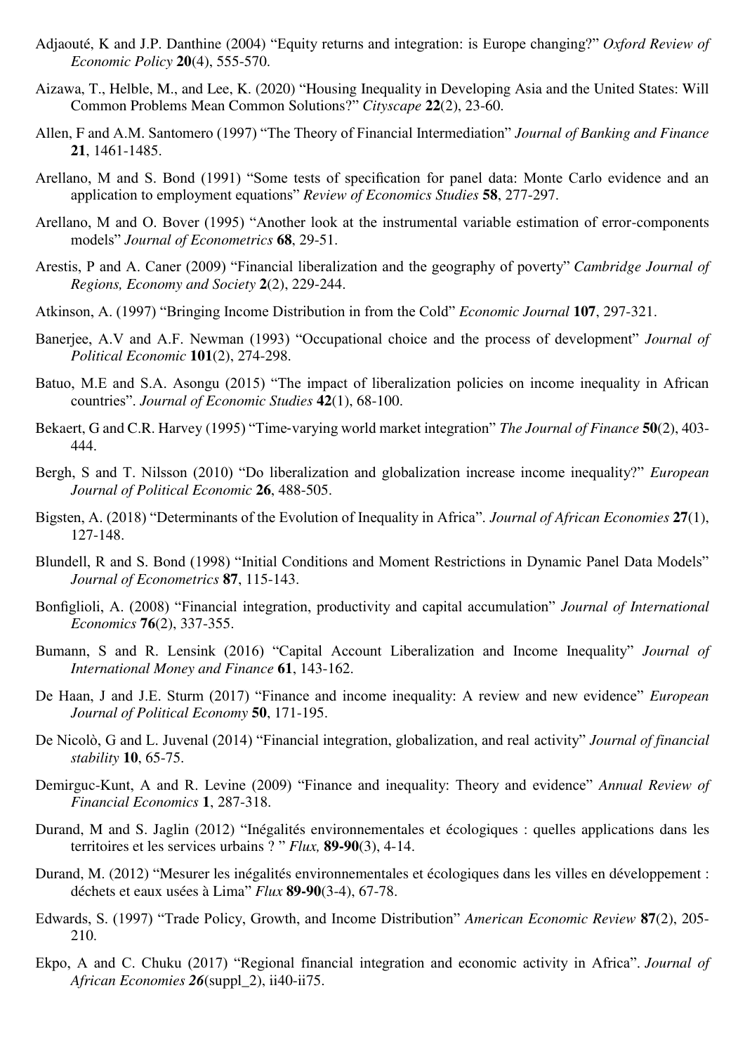Adjaouté, K and J.P. Danthine (2004) "Equity returns and integration: is Europe changing?" *Oxford Review of Economic Policy* **20**(4), 555-570.

Aizawa, T., Helble, M., and Lee, K. (2020) "Housing Inequality in Developing Asia and the United States: Will Common Problems Mean Common Solutions?" *Cityscape* **22**(2), 23-60.

Allen, F and A.M. Santomero (1997) "The Theory of Financial Intermediation" *Journal of Banking and Finance* **21**, 1461-1485.

Arellano, M and S. Bond (1991) "Some tests of specification for panel data: Monte Carlo evidence and an application to employment equations" *Review of Economics Studies* **58**, 277-297.

Arellano, M and O. Bover (1995) "Another look at the instrumental variable estimation of error-components models" *Journal of Econometrics* **68**, 29-51.

Arestis, P and A. Caner (2009) "Financial liberalization and the geography of poverty" *Cambridge Journal of Regions, Economy and Society* **2**(2), 229-244.

Atkinson, A. (1997) "Bringing Income Distribution in from the Cold" *Economic Journal* **107**, 297-321.

Banerjee, A.V and A.F. Newman (1993) "Occupational choice and the process of development" *Journal of Political Economic* **101**(2), 274-298.

Batuo, M.E and S.A. Asongu (2015) "The impact of liberalization policies on income inequality in African countries". *Journal of Economic Studies* **42**(1), 68-100.

Bekaert, G and C.R. Harvey (1995) "Time-varying world market integration" *The Journal of Finance* **50**(2), 403-444.

Bergh, S and T. Nilsson (2010) "Do liberalization and globalization increase income inequality?" *European Journal of Political Economic* **26**, 488-505.

Bigsten, A. (2018) "Determinants of the Evolution of Inequality in Africa". *Journal of African Economies* **27**(1), 127-148.

Blundell, R and S. Bond (1998) "Initial Conditions and Moment Restrictions in Dynamic Panel Data Models" *Journal of Econometrics* **87**, 115-143.

Bonfiglioli, A. (2008) "Financial integration, productivity and capital accumulation" *Journal of International Economics* **76**(2), 337-355.

Bumann, S and R. Lensink (2016) "Capital Account Liberalization and Income Inequality" *Journal of International Money and Finance* **61**, 143-162.

De Haan, J and J.E. Sturm (2017) "Finance and income inequality: A review and new evidence" *European Journal of Political Economy* **50**, 171-195.

De Nicolò, G and L. Juvenal (2014) "Financial integration, globalization, and real activity" *Journal of financial stability* **10**, 65-75.

Demirguc-Kunt, A and R. Levine (2009) "Finance and inequality: Theory and evidence" *Annual Review of Financial Economics* **1**, 287-318.

Durand, M and S. Jaglin (2012) "Inégalités environnementales et écologiques : quelles applications dans les territoires et les services urbains ? " *Flux,* **89-90**(3), 4-14.

Durand, M. (2012) "Mesurer les inégalités environnementales et écologiques dans les villes en développement : déchets et eaux usées à Lima" *Flux* **89-90**(3-4), 67-78.

Edwards, S. (1997) "Trade Policy, Growth, and Income Distribution" *American Economic Review* **87**(2), 205-210.

Ekpo, A and C. Chuku (2017) "Regional financial integration and economic activity in Africa". *Journal of African Economies **26***(suppl_2), ii40-ii75.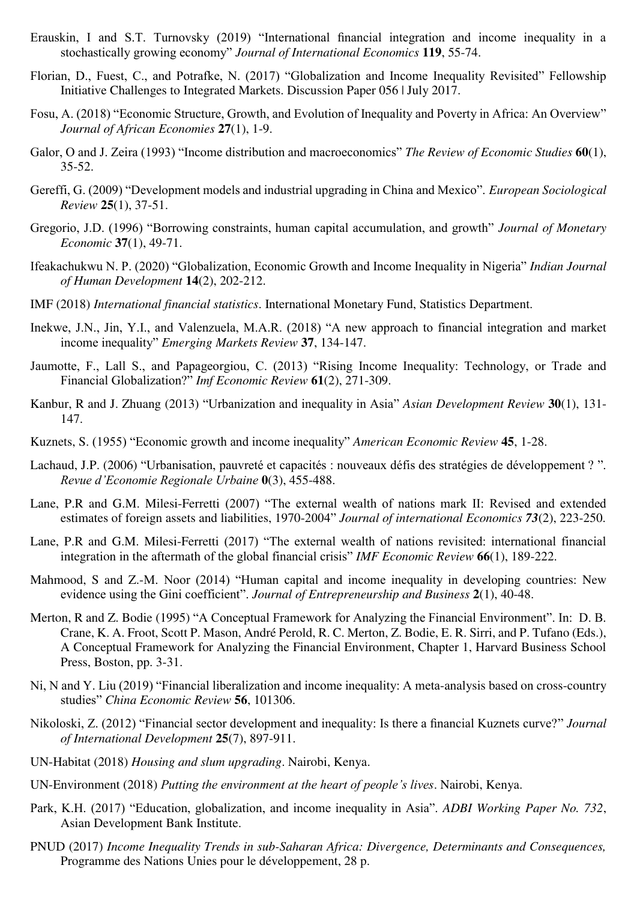Erauskin, I and S.T. Turnovsky (2019) "International financial integration and income inequality in a stochastically growing economy" *Journal of International Economics* **119**, 55-74.

Florian, D., Fuest, C., and Potrafke, N. (2017) "Globalization and Income Inequality Revisited" Fellowship Initiative Challenges to Integrated Markets. Discussion Paper 056 | July 2017.

Fosu, A. (2018) "Economic Structure, Growth, and Evolution of Inequality and Poverty in Africa: An Overview" *Journal of African Economies* **27**(1), 1-9.

Galor, O and J. Zeira (1993) "Income distribution and macroeconomics" *The Review of Economic Studies* **60**(1), 35-52.

Gereffi, G. (2009) "Development models and industrial upgrading in China and Mexico". *European Sociological Review* **25**(1), 37-51.

Gregorio, J.D. (1996) "Borrowing constraints, human capital accumulation, and growth" *Journal of Monetary Economic* **37**(1), 49-71.

Ifeakachukwu N. P. (2020) "Globalization, Economic Growth and Income Inequality in Nigeria" *Indian Journal of Human Development* **14**(2), 202-212.

IMF (2018) *International financial statistics*. International Monetary Fund, Statistics Department.

Inekwe, J.N., Jin, Y.I., and Valenzuela, M.A.R. (2018) "A new approach to financial integration and market income inequality" *Emerging Markets Review* **37**, 134-147.

Jaumotte, F., Lall S., and Papageorgiou, C. (2013) "Rising Income Inequality: Technology, or Trade and Financial Globalization?" *Imf Economic Review* **61**(2), 271-309.

Kanbur, R and J. Zhuang (2013) "Urbanization and inequality in Asia" *Asian Development Review* **30**(1), 131-147.

Kuznets, S. (1955) "Economic growth and income inequality" *American Economic Review* **45**, 1-28.

Lachaud, J.P. (2006) "Urbanisation, pauvreté et capacités : nouveaux défis des stratégies de développement ? ". *Revue d'Economie Regionale Urbaine* **0**(3), 455-488.

Lane, P.R and G.M. Milesi-Ferretti (2007) "The external wealth of nations mark II: Revised and extended estimates of foreign assets and liabilities, 1970-2004" *Journal of international Economics* ***73***(2), 223-250.

Lane, P.R and G.M. Milesi-Ferretti (2017) "The external wealth of nations revisited: international financial integration in the aftermath of the global financial crisis" *IMF Economic Review* **66**(1), 189-222.

Mahmood, S and Z.-M. Noor (2014) "Human capital and income inequality in developing countries: New evidence using the Gini coefficient". *Journal of Entrepreneurship and Business* **2**(1), 40-48.

Merton, R and Z. Bodie (1995) "A Conceptual Framework for Analyzing the Financial Environment". In: D. B. Crane, K. A. Froot, Scott P. Mason, André Perold, R. C. Merton, Z. Bodie, E. R. Sirri, and P. Tufano (Eds.), A Conceptual Framework for Analyzing the Financial Environment, Chapter 1, Harvard Business School Press, Boston, pp. 3-31.

Ni, N and Y. Liu (2019) "Financial liberalization and income inequality: A meta-analysis based on cross-country studies" *China Economic Review* **56**, 101306.

Nikoloski, Z. (2012) "Financial sector development and inequality: Is there a financial Kuznets curve?" *Journal of International Development* **25**(7), 897-911.

UN-Habitat (2018) *Housing and slum upgrading*. Nairobi, Kenya.

UN-Environment (2018) *Putting the environment at the heart of people's lives*. Nairobi, Kenya.

Park, K.H. (2017) "Education, globalization, and income inequality in Asia". *ADBI Working Paper No. 732*, Asian Development Bank Institute.

PNUD (2017) *Income Inequality Trends in sub-Saharan Africa: Divergence, Determinants and Consequences,* Programme des Nations Unies pour le développement, 28 p.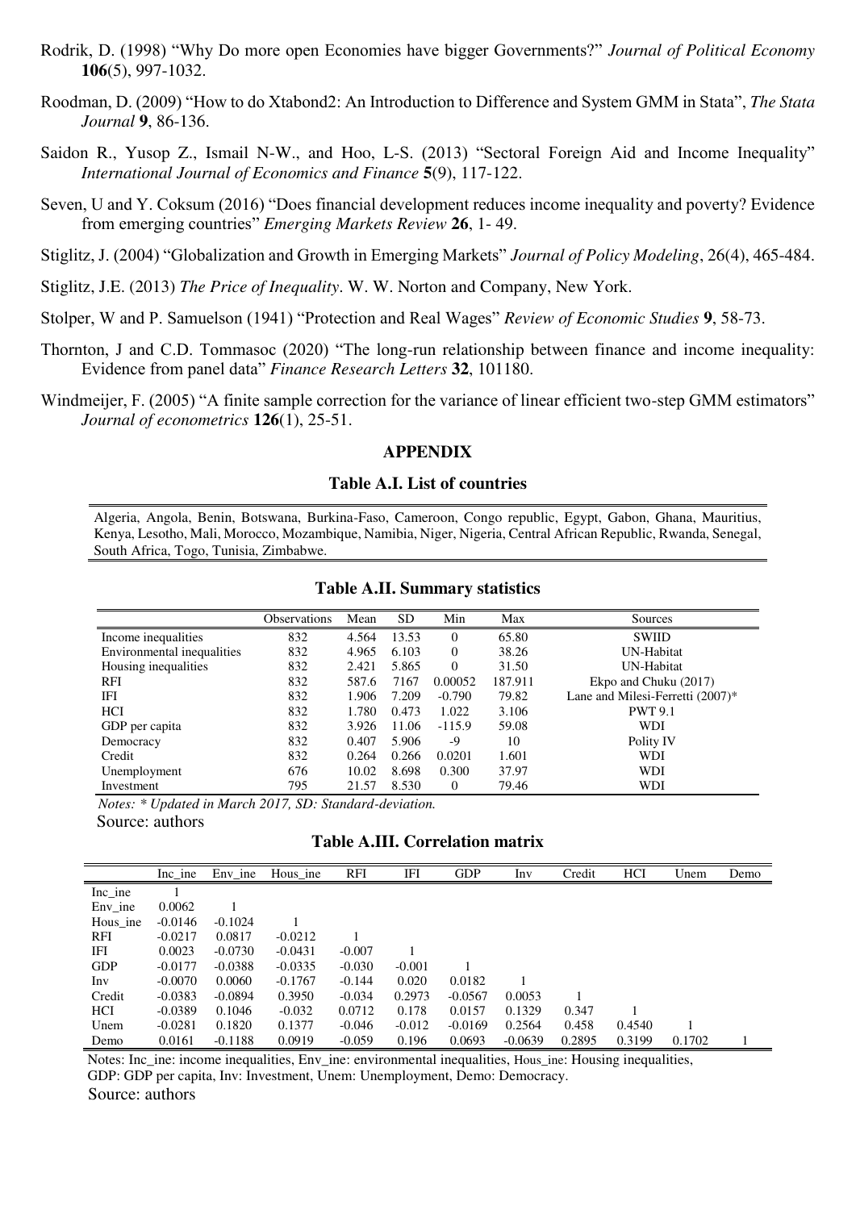Rodrik, D. (1998) "Why Do more open Economies have bigger Governments?" *Journal of Political Economy* **106**(5), 997-1032.

Roodman, D. (2009) "How to do Xtabond2: An Introduction to Difference and System GMM in Stata", *The Stata Journal* **9**, 86-136.

Saidon R., Yusop Z., Ismail N-W., and Hoo, L-S. (2013) "Sectoral Foreign Aid and Income Inequality" *International Journal of Economics and Finance* **5**(9), 117-122.

Seven, U and Y. Coksum (2016) "Does financial development reduces income inequality and poverty? Evidence from emerging countries" *Emerging Markets Review* **26**, 1- 49.

Stiglitz, J. (2004) "Globalization and Growth in Emerging Markets" *Journal of Policy Modeling*, 26(4), 465-484.

Stiglitz, J.E. (2013) *The Price of Inequality*. W. W. Norton and Company, New York.

Stolper, W and P. Samuelson (1941) "Protection and Real Wages" *Review of Economic Studies* **9**, 58-73.

Thornton, J and C.D. Tommasoc (2020) "The long-run relationship between finance and income inequality: Evidence from panel data" *Finance Research Letters* **32**, 101180.

Windmeijer, F. (2005) "A finite sample correction for the variance of linear efficient two-step GMM estimators" *Journal of econometrics* **126**(1), 25-51.

## APPENDIX

### Table A.I. List of countries

Algeria, Angola, Benin, Botswana, Burkina-Faso, Cameroon, Congo republic, Egypt, Gabon, Ghana, Mauritius, Kenya, Lesotho, Mali, Morocco, Mozambique, Namibia, Niger, Nigeria, Central African Republic, Rwanda, Senegal, South Africa, Togo, Tunisia, Zimbabwe.

### Table A.II. Summary statistics

| | Observations | Mean | SD | Min | Max | Sources |
|---|---|---|---|---|---|---|
| Income inequalities | 832 | 4.564 | 13.53 | 0 | 65.80 | SWIID |
| Environmental inequalities | 832 | 4.965 | 6.103 | 0 | 38.26 | UN-Habitat |
| Housing inequalities | 832 | 2.421 | 5.865 | 0 | 31.50 | UN-Habitat |
| RFI | 832 | 587.6 | 7167 | 0.00052 | 187.911 | Ekpo and Chuku (2017) |
| IFI | 832 | 1.906 | 7.209 | -0.790 | 79.82 | Lane and Milesi-Ferretti (2007)* |
| HCI | 832 | 1.780 | 0.473 | 1.022 | 3.106 | PWT 9.1 |
| GDP per capita | 832 | 3.926 | 11.06 | -115.9 | 59.08 | WDI |
| Democracy | 832 | 0.407 | 5.906 | -9 | 10 | Polity IV |
| Credit | 832 | 0.264 | 0.266 | 0.0201 | 1.601 | WDI |
| Unemployment | 676 | 10.02 | 8.698 | 0.300 | 37.97 | WDI |
| Investment | 795 | 21.57 | 8.530 | 0 | 79.46 | WDI |

*Notes: * Updated in March 2017, SD: Standard-deviation.*

Source: authors

### Table A.III. Correlation matrix

| | Inc_ine | Env_ine | Hous_ine | RFI | IFI | GDP | Inv | Credit | HCI | Unem | Demo |
|---|---|---|---|---|---|---|---|---|---|---|---|
| Inc_ine | 1 | | | | | | | | | | |
| Env_ine | 0.0062 | 1 | | | | | | | | | |
| Hous_ine | -0.0146 | -0.1024 | 1 | | | | | | | | |
| RFI | -0.0217 | 0.0817 | -0.0212 | 1 | | | | | | | |
| IFI | 0.0023 | -0.0730 | -0.0431 | -0.007 | 1 | | | | | | |
| GDP | -0.0177 | -0.0388 | -0.0335 | -0.030 | -0.001 | 1 | | | | | |
| Inv | -0.0070 | 0.0060 | -0.1767 | -0.144 | 0.020 | 0.0182 | 1 | | | | |
| Credit | -0.0383 | -0.0894 | 0.3950 | -0.034 | 0.2973 | -0.0567 | 0.0053 | 1 | | | |
| HCI | -0.0389 | 0.1046 | -0.032 | 0.0712 | 0.178 | 0.0157 | 0.1329 | 0.347 | 1 | | |
| Unem | -0.0281 | 0.1820 | 0.1377 | -0.046 | -0.012 | -0.0169 | 0.2564 | 0.458 | 0.4540 | 1 | |
| Demo | 0.0161 | -0.1188 | 0.0919 | -0.059 | 0.196 | 0.0693 | -0.0639 | 0.2895 | 0.3199 | 0.1702 | 1 |

Notes: Inc_ine: income inequalities, Env_ine: environmental inequalities, Hous_ine: Housing inequalities, GDP: GDP per capita, Inv: Investment, Unem: Unemployment, Demo: Democracy.

Source: authors